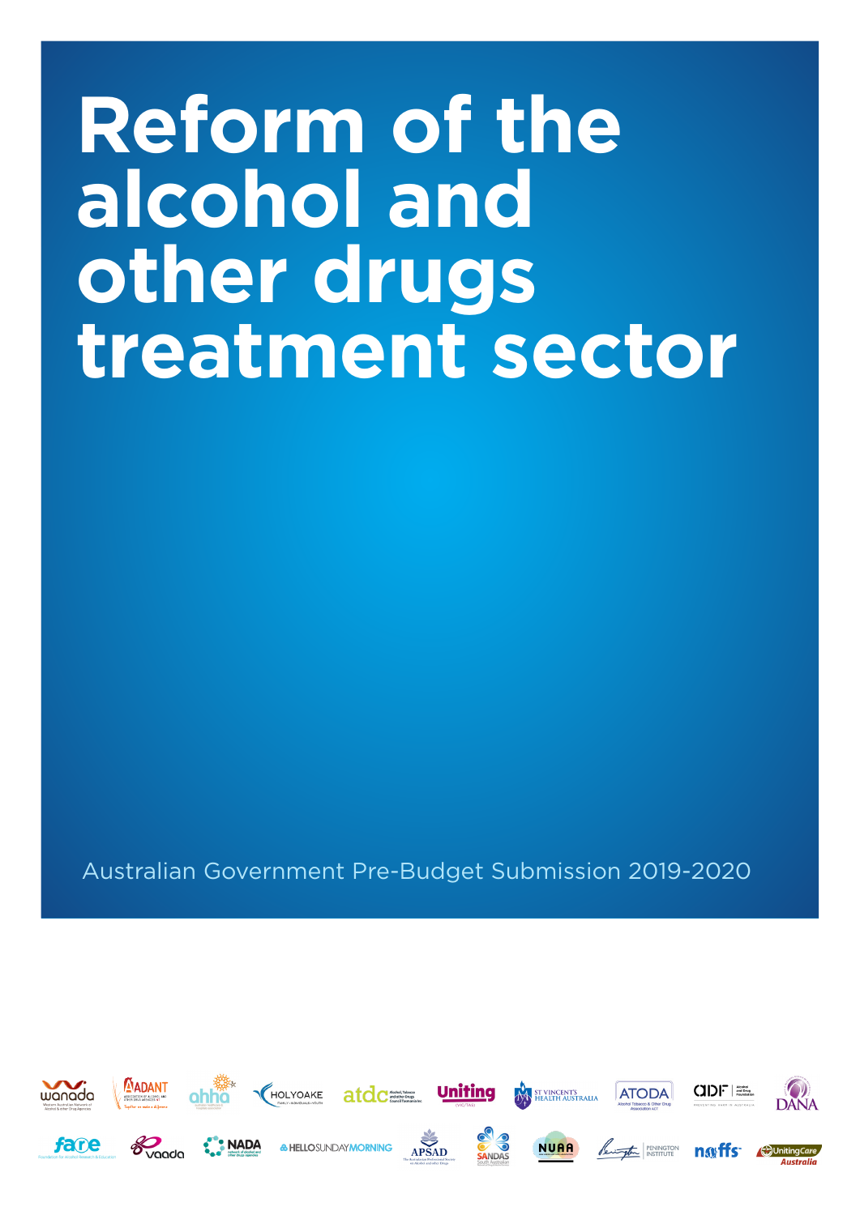# Reform of the alcohol and other drugs treatment sector

Australian Government Pre-Budget Submission 2019-2020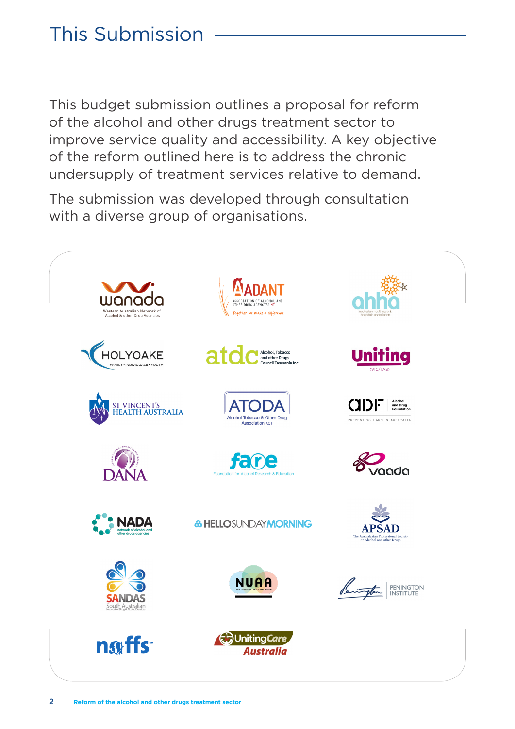# This Submission

This budget submission outlines a proposal for reform of the alcohol and other drugs treatment sector to improve service quality and accessibility. A key objective of the reform outlined here is to address the chronic undersupply of treatment services relative to demand.

The submission was developed through consultation with a diverse group of organisations.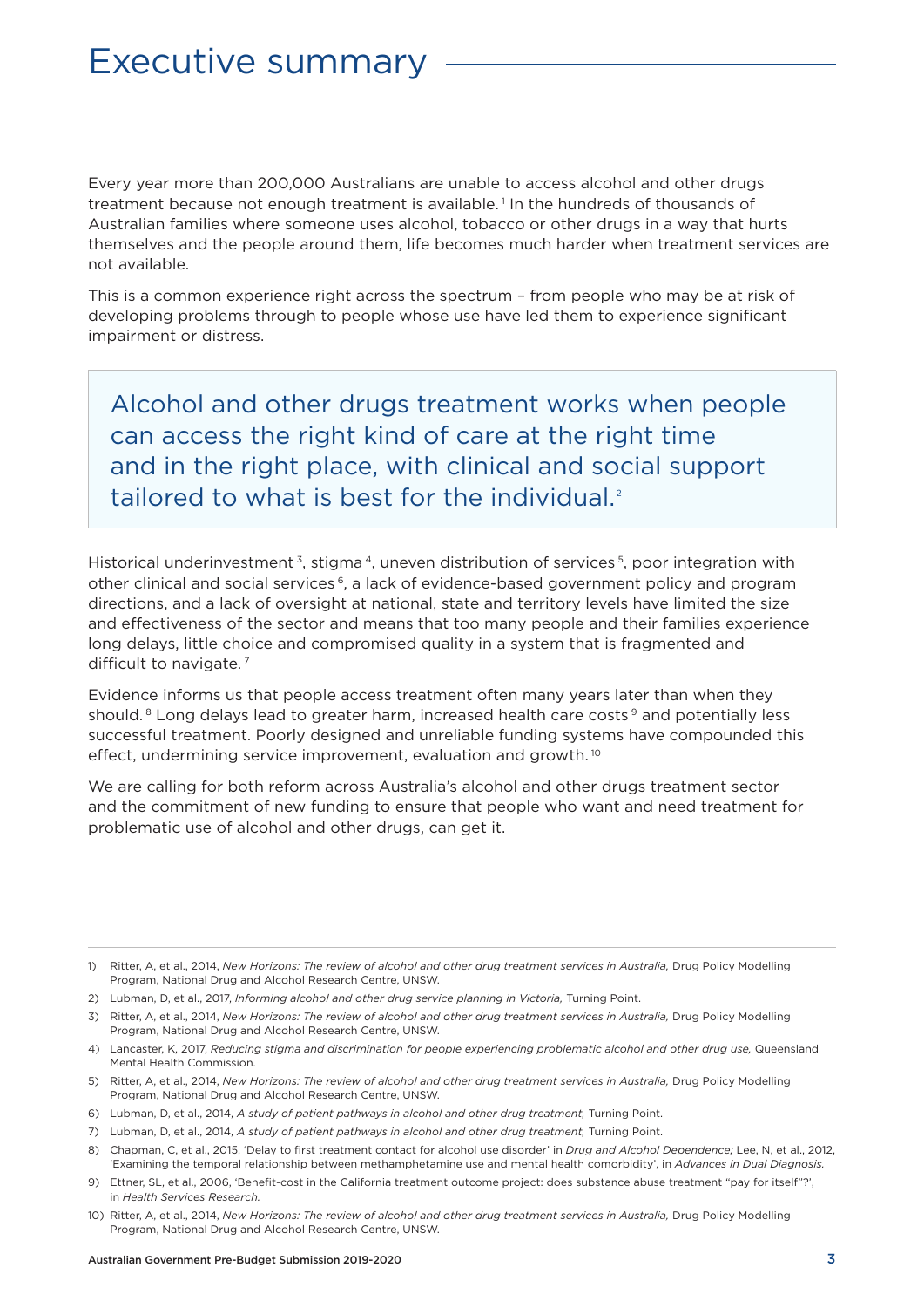# Executive summary

Every year more than 200,000 Australians are unable to access alcohol and other drugs treatment because not enough treatment is available.[1] In the hundreds of thousands of Australian families where someone uses alcohol, tobacco or other drugs in a way that hurts themselves and the people around them, life becomes much harder when treatment services are not available.

This is a common experience right across the spectrum – from people who may be at risk of developing problems through to people whose use have led them to experience significant impairment or distress.

> Alcohol and other drugs treatment works when people can access the right kind of care at the right time and in the right place, with clinical and social support tailored to what is best for the individual.[2]

Historical underinvestment[3], stigma[4], uneven distribution of services[5], poor integration with other clinical and social services[6], a lack of evidence-based government policy and program directions, and a lack of oversight at national, state and territory levels have limited the size and effectiveness of the sector and means that too many people and their families experience long delays, little choice and compromised quality in a system that is fragmented and difficult to navigate.[7]

Evidence informs us that people access treatment often many years later than when they should.[8] Long delays lead to greater harm, increased health care costs[9] and potentially less successful treatment. Poorly designed and unreliable funding systems have compounded this effect, undermining service improvement, evaluation and growth.[10]

We are calling for both reform across Australia's alcohol and other drugs treatment sector and the commitment of new funding to ensure that people who want and need treatment for problematic use of alcohol and other drugs, can get it.

---

1) Ritter, A, et al., 2014, *New Horizons: The review of alcohol and other drug treatment services in Australia,* Drug Policy Modelling Program, National Drug and Alcohol Research Centre, UNSW.
2) Lubman, D, et al., 2017, *Informing alcohol and other drug service planning in Victoria,* Turning Point.
3) Ritter, A, et al., 2014, *New Horizons: The review of alcohol and other drug treatment services in Australia,* Drug Policy Modelling Program, National Drug and Alcohol Research Centre, UNSW.
4) Lancaster, K, 2017, *Reducing stigma and discrimination for people experiencing problematic alcohol and other drug use,* Queensland Mental Health Commission.
5) Ritter, A, et al., 2014, *New Horizons: The review of alcohol and other drug treatment services in Australia,* Drug Policy Modelling Program, National Drug and Alcohol Research Centre, UNSW.
6) Lubman, D, et al., 2014, *A study of patient pathways in alcohol and other drug treatment,* Turning Point.
7) Lubman, D, et al., 2014, *A study of patient pathways in alcohol and other drug treatment,* Turning Point.
8) Chapman, C, et al., 2015, 'Delay to first treatment contact for alcohol use disorder' in *Drug and Alcohol Dependence;* Lee, N, et al., 2012, 'Examining the temporal relationship between methamphetamine use and mental health comorbidity', in *Advances in Dual Diagnosis.*
9) Ettner, SL, et al., 2006, 'Benefit-cost in the California treatment outcome project: does substance abuse treatment "pay for itself"?', in *Health Services Research.*
10) Ritter, A, et al., 2014, *New Horizons: The review of alcohol and other drug treatment services in Australia,* Drug Policy Modelling Program, National Drug and Alcohol Research Centre, UNSW.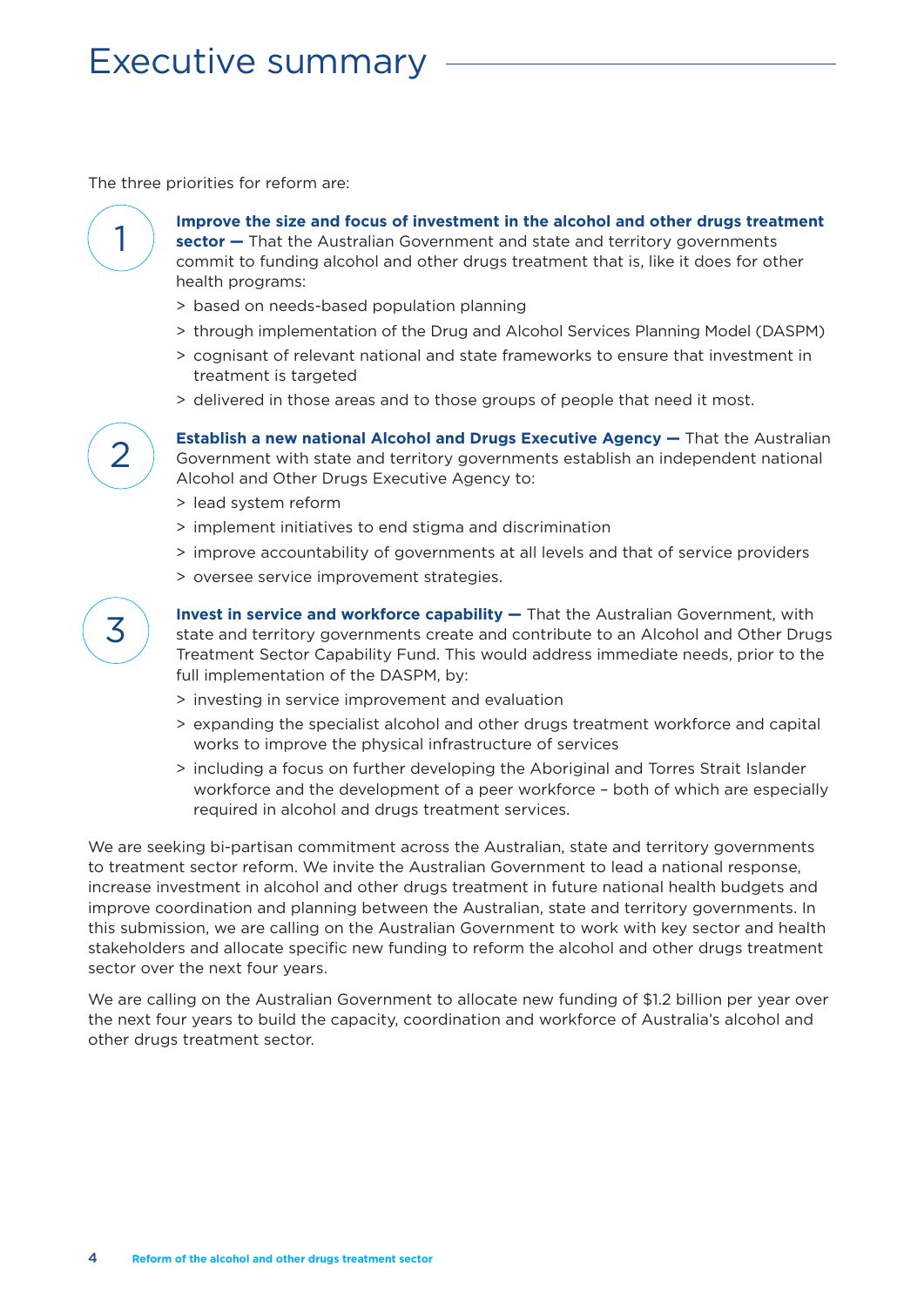# Executive summary

The three priorities for reform are:

1. **Improve the size and focus of investment in the alcohol and other drugs treatment sector —** That the Australian Government and state and territory governments commit to funding alcohol and other drugs treatment that is, like it does for other health programs:
   - based on needs-based population planning
   - through implementation of the Drug and Alcohol Services Planning Model (DASPM)
   - cognisant of relevant national and state frameworks to ensure that investment in treatment is targeted
   - delivered in those areas and to those groups of people that need it most.

2. **Establish a new national Alcohol and Drugs Executive Agency —** That the Australian Government with state and territory governments establish an independent national Alcohol and Other Drugs Executive Agency to:
   - lead system reform
   - implement initiatives to end stigma and discrimination
   - improve accountability of governments at all levels and that of service providers
   - oversee service improvement strategies.

3. **Invest in service and workforce capability —** That the Australian Government, with state and territory governments create and contribute to an Alcohol and Other Drugs Treatment Sector Capability Fund. This would address immediate needs, prior to the full implementation of the DASPM, by:
   - investing in service improvement and evaluation
   - expanding the specialist alcohol and other drugs treatment workforce and capital works to improve the physical infrastructure of services
   - including a focus on further developing the Aboriginal and Torres Strait Islander workforce and the development of a peer workforce – both of which are especially required in alcohol and drugs treatment services.

We are seeking bi-partisan commitment across the Australian, state and territory governments to treatment sector reform. We invite the Australian Government to lead a national response, increase investment in alcohol and other drugs treatment in future national health budgets and improve coordination and planning between the Australian, state and territory governments. In this submission, we are calling on the Australian Government to work with key sector and health stakeholders and allocate specific new funding to reform the alcohol and other drugs treatment sector over the next four years.

We are calling on the Australian Government to allocate new funding of $1.2 billion per year over the next four years to build the capacity, coordination and workforce of Australia's alcohol and other drugs treatment sector.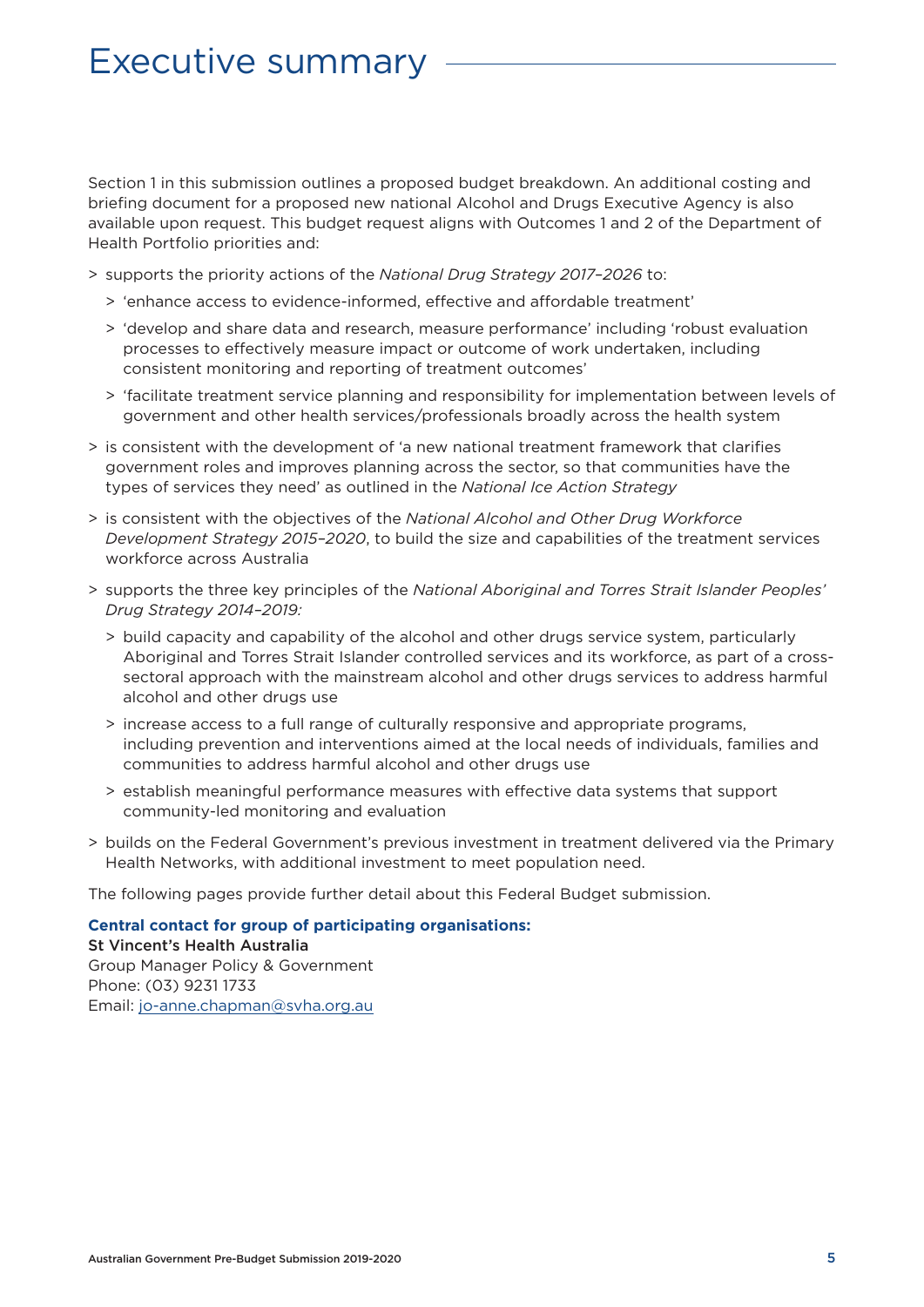# Executive summary

Section 1 in this submission outlines a proposed budget breakdown. An additional costing and briefing document for a proposed new national Alcohol and Drugs Executive Agency is also available upon request. This budget request aligns with Outcomes 1 and 2 of the Department of Health Portfolio priorities and:

- supports the priority actions of the *National Drug Strategy 2017–2026* to:
  - 'enhance access to evidence-informed, effective and affordable treatment'
  - 'develop and share data and research, measure performance' including 'robust evaluation processes to effectively measure impact or outcome of work undertaken, including consistent monitoring and reporting of treatment outcomes'
  - 'facilitate treatment service planning and responsibility for implementation between levels of government and other health services/professionals broadly across the health system
- is consistent with the development of 'a new national treatment framework that clarifies government roles and improves planning across the sector, so that communities have the types of services they need' as outlined in the *National Ice Action Strategy*
- is consistent with the objectives of the *National Alcohol and Other Drug Workforce Development Strategy 2015–2020*, to build the size and capabilities of the treatment services workforce across Australia
- supports the three key principles of the *National Aboriginal and Torres Strait Islander Peoples' Drug Strategy 2014–2019:*
  - build capacity and capability of the alcohol and other drugs service system, particularly Aboriginal and Torres Strait Islander controlled services and its workforce, as part of a cross-sectoral approach with the mainstream alcohol and other drugs services to address harmful alcohol and other drugs use
  - increase access to a full range of culturally responsive and appropriate programs, including prevention and interventions aimed at the local needs of individuals, families and communities to address harmful alcohol and other drugs use
  - establish meaningful performance measures with effective data systems that support community-led monitoring and evaluation
- builds on the Federal Government's previous investment in treatment delivered via the Primary Health Networks, with additional investment to meet population need.

The following pages provide further detail about this Federal Budget submission.

**Central contact for group of participating organisations:**
St Vincent's Health Australia
Group Manager Policy & Government
Phone: (03) 9231 1733
Email: jo-anne.chapman@svha.org.au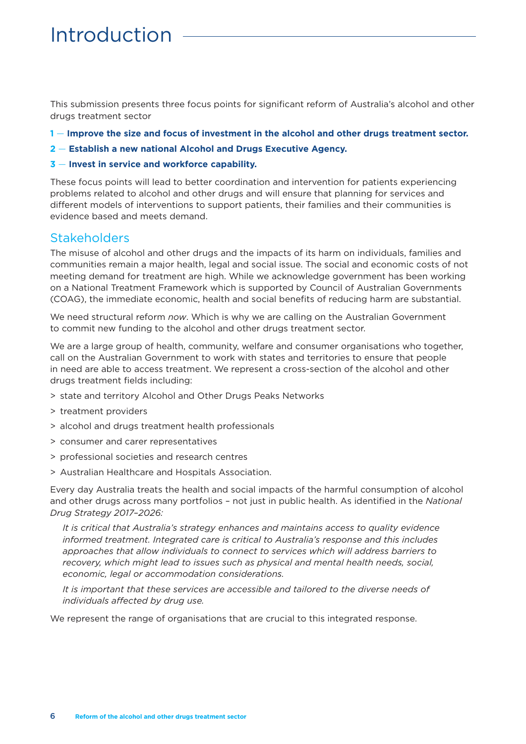# Introduction

This submission presents three focus points for significant reform of Australia's alcohol and other drugs treatment sector

**1 — Improve the size and focus of investment in the alcohol and other drugs treatment sector.**

**2 — Establish a new national Alcohol and Drugs Executive Agency.**

**3 — Invest in service and workforce capability.**

These focus points will lead to better coordination and intervention for patients experiencing problems related to alcohol and other drugs and will ensure that planning for services and different models of interventions to support patients, their families and their communities is evidence based and meets demand.

## Stakeholders

The misuse of alcohol and other drugs and the impacts of its harm on individuals, families and communities remain a major health, legal and social issue. The social and economic costs of not meeting demand for treatment are high. While we acknowledge government has been working on a National Treatment Framework which is supported by Council of Australian Governments (COAG), the immediate economic, health and social benefits of reducing harm are substantial.

We need structural reform *now*. Which is why we are calling on the Australian Government to commit new funding to the alcohol and other drugs treatment sector.

We are a large group of health, community, welfare and consumer organisations who together, call on the Australian Government to work with states and territories to ensure that people in need are able to access treatment. We represent a cross-section of the alcohol and other drugs treatment fields including:

- state and territory Alcohol and Other Drugs Peaks Networks
- treatment providers
- alcohol and drugs treatment health professionals
- consumer and carer representatives
- professional societies and research centres
- Australian Healthcare and Hospitals Association.

Every day Australia treats the health and social impacts of the harmful consumption of alcohol and other drugs across many portfolios – not just in public health. As identified in the *National Drug Strategy 2017–2026:*

> *It is critical that Australia's strategy enhances and maintains access to quality evidence informed treatment. Integrated care is critical to Australia's response and this includes approaches that allow individuals to connect to services which will address barriers to recovery, which might lead to issues such as physical and mental health needs, social, economic, legal or accommodation considerations.*
>
> *It is important that these services are accessible and tailored to the diverse needs of individuals affected by drug use.*

We represent the range of organisations that are crucial to this integrated response.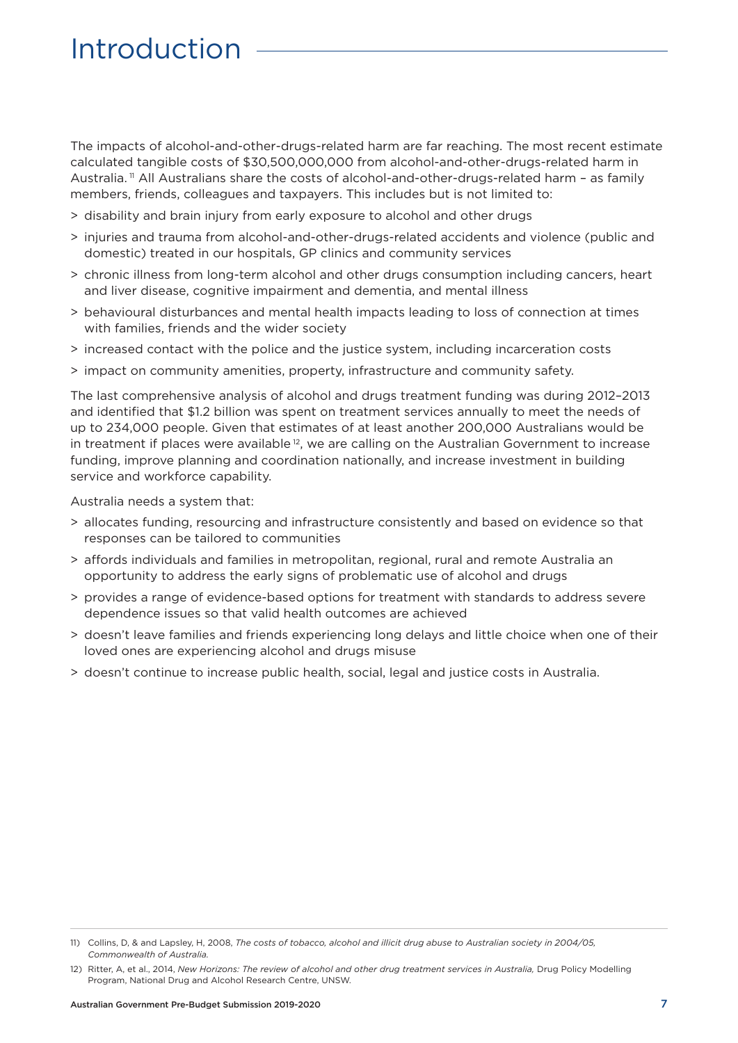# Introduction

The impacts of alcohol-and-other-drugs-related harm are far reaching. The most recent estimate calculated tangible costs of $30,500,000,000 from alcohol-and-other-drugs-related harm in Australia.[11] All Australians share the costs of alcohol-and-other-drugs-related harm – as family members, friends, colleagues and taxpayers. This includes but is not limited to:

> disability and brain injury from early exposure to alcohol and other drugs

> injuries and trauma from alcohol-and-other-drugs-related accidents and violence (public and domestic) treated in our hospitals, GP clinics and community services

> chronic illness from long-term alcohol and other drugs consumption including cancers, heart and liver disease, cognitive impairment and dementia, and mental illness

> behavioural disturbances and mental health impacts leading to loss of connection at times with families, friends and the wider society

> increased contact with the police and the justice system, including incarceration costs

> impact on community amenities, property, infrastructure and community safety.

The last comprehensive analysis of alcohol and drugs treatment funding was during 2012–2013 and identified that $1.2 billion was spent on treatment services annually to meet the needs of up to 234,000 people. Given that estimates of at least another 200,000 Australians would be in treatment if places were available[12], we are calling on the Australian Government to increase funding, improve planning and coordination nationally, and increase investment in building service and workforce capability.

Australia needs a system that:

> allocates funding, resourcing and infrastructure consistently and based on evidence so that responses can be tailored to communities

> affords individuals and families in metropolitan, regional, rural and remote Australia an opportunity to address the early signs of problematic use of alcohol and drugs

> provides a range of evidence-based options for treatment with standards to address severe dependence issues so that valid health outcomes are achieved

> doesn't leave families and friends experiencing long delays and little choice when one of their loved ones are experiencing alcohol and drugs misuse

> doesn't continue to increase public health, social, legal and justice costs in Australia.

---

11) Collins, D, & and Lapsley, H, 2008, *The costs of tobacco, alcohol and illicit drug abuse to Australian society in 2004/05, Commonwealth of Australia.*

12) Ritter, A, et al., 2014, *New Horizons: The review of alcohol and other drug treatment services in Australia,* Drug Policy Modelling Program, National Drug and Alcohol Research Centre, UNSW.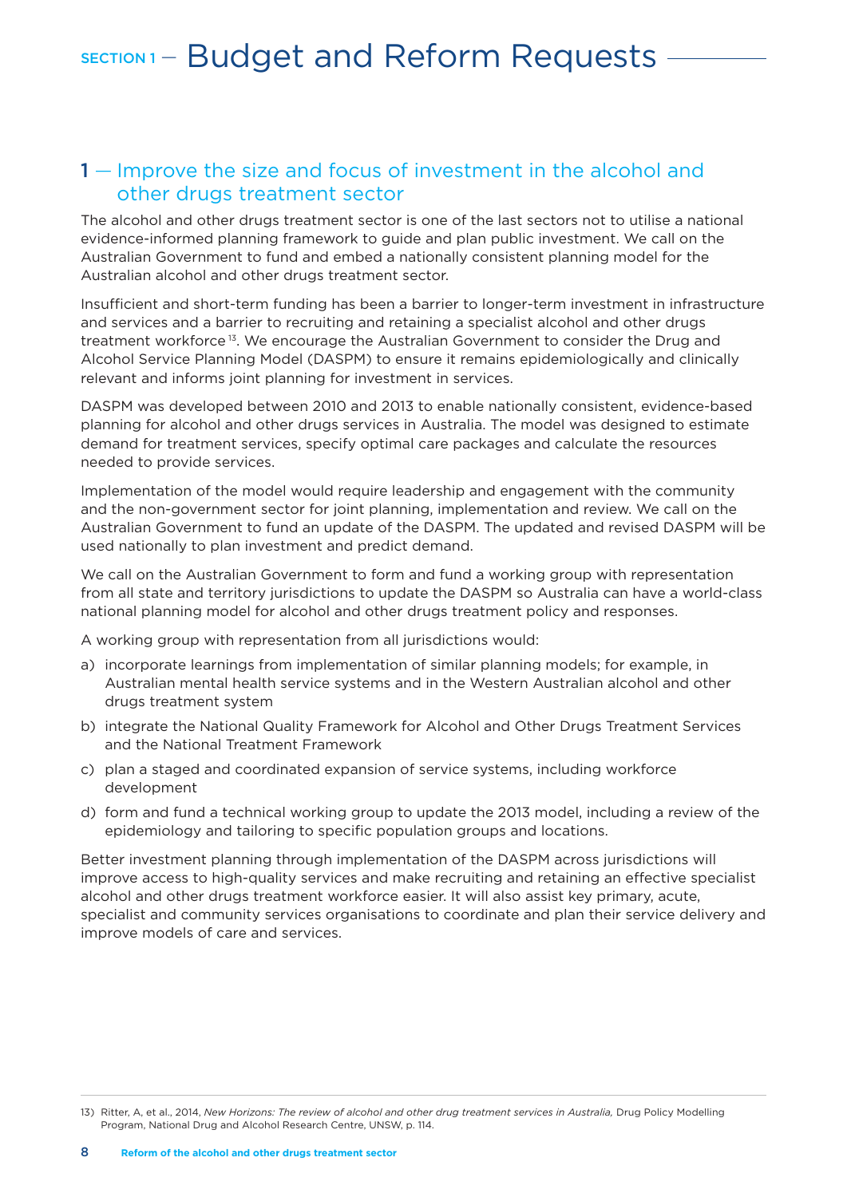# SECTION 1 — Budget and Reform Requests

## 1 — Improve the size and focus of investment in the alcohol and other drugs treatment sector

The alcohol and other drugs treatment sector is one of the last sectors not to utilise a national evidence-informed planning framework to guide and plan public investment. We call on the Australian Government to fund and embed a nationally consistent planning model for the Australian alcohol and other drugs treatment sector.

Insufficient and short-term funding has been a barrier to longer-term investment in infrastructure and services and a barrier to recruiting and retaining a specialist alcohol and other drugs treatment workforce [13]. We encourage the Australian Government to consider the Drug and Alcohol Service Planning Model (DASPM) to ensure it remains epidemiologically and clinically relevant and informs joint planning for investment in services.

DASPM was developed between 2010 and 2013 to enable nationally consistent, evidence-based planning for alcohol and other drugs services in Australia. The model was designed to estimate demand for treatment services, specify optimal care packages and calculate the resources needed to provide services.

Implementation of the model would require leadership and engagement with the community and the non-government sector for joint planning, implementation and review. We call on the Australian Government to fund an update of the DASPM. The updated and revised DASPM will be used nationally to plan investment and predict demand.

We call on the Australian Government to form and fund a working group with representation from all state and territory jurisdictions to update the DASPM so Australia can have a world-class national planning model for alcohol and other drugs treatment policy and responses.

A working group with representation from all jurisdictions would:

a) incorporate learnings from implementation of similar planning models; for example, in Australian mental health service systems and in the Western Australian alcohol and other drugs treatment system

b) integrate the National Quality Framework for Alcohol and Other Drugs Treatment Services and the National Treatment Framework

c) plan a staged and coordinated expansion of service systems, including workforce development

d) form and fund a technical working group to update the 2013 model, including a review of the epidemiology and tailoring to specific population groups and locations.

Better investment planning through implementation of the DASPM across jurisdictions will improve access to high-quality services and make recruiting and retaining an effective specialist alcohol and other drugs treatment workforce easier. It will also assist key primary, acute, specialist and community services organisations to coordinate and plan their service delivery and improve models of care and services.

---

13) Ritter, A, et al., 2014, *New Horizons: The review of alcohol and other drug treatment services in Australia,* Drug Policy Modelling Program, National Drug and Alcohol Research Centre, UNSW, p. 114.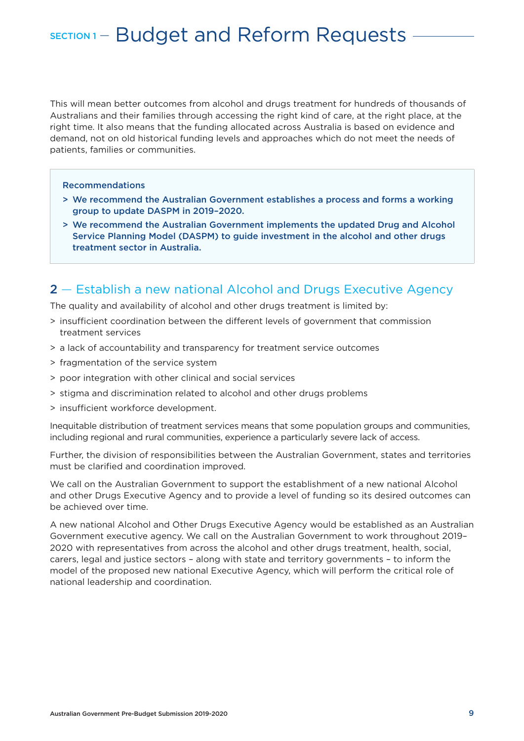# SECTION 1 — Budget and Reform Requests

This will mean better outcomes from alcohol and drugs treatment for hundreds of thousands of Australians and their families through accessing the right kind of care, at the right place, at the right time. It also means that the funding allocated across Australia is based on evidence and demand, not on old historical funding levels and approaches which do not meet the needs of patients, families or communities.

> **Recommendations**
>
> - **We recommend the Australian Government establishes a process and forms a working group to update DASPM in 2019–2020.**
> - **We recommend the Australian Government implements the updated Drug and Alcohol Service Planning Model (DASPM) to guide investment in the alcohol and other drugs treatment sector in Australia.**

## 2 — Establish a new national Alcohol and Drugs Executive Agency

The quality and availability of alcohol and other drugs treatment is limited by:

- insufficient coordination between the different levels of government that commission treatment services
- a lack of accountability and transparency for treatment service outcomes
- fragmentation of the service system
- poor integration with other clinical and social services
- stigma and discrimination related to alcohol and other drugs problems
- insufficient workforce development.

Inequitable distribution of treatment services means that some population groups and communities, including regional and rural communities, experience a particularly severe lack of access.

Further, the division of responsibilities between the Australian Government, states and territories must be clarified and coordination improved.

We call on the Australian Government to support the establishment of a new national Alcohol and other Drugs Executive Agency and to provide a level of funding so its desired outcomes can be achieved over time.

A new national Alcohol and Other Drugs Executive Agency would be established as an Australian Government executive agency. We call on the Australian Government to work throughout 2019–2020 with representatives from across the alcohol and other drugs treatment, health, social, carers, legal and justice sectors – along with state and territory governments – to inform the model of the proposed new national Executive Agency, which will perform the critical role of national leadership and coordination.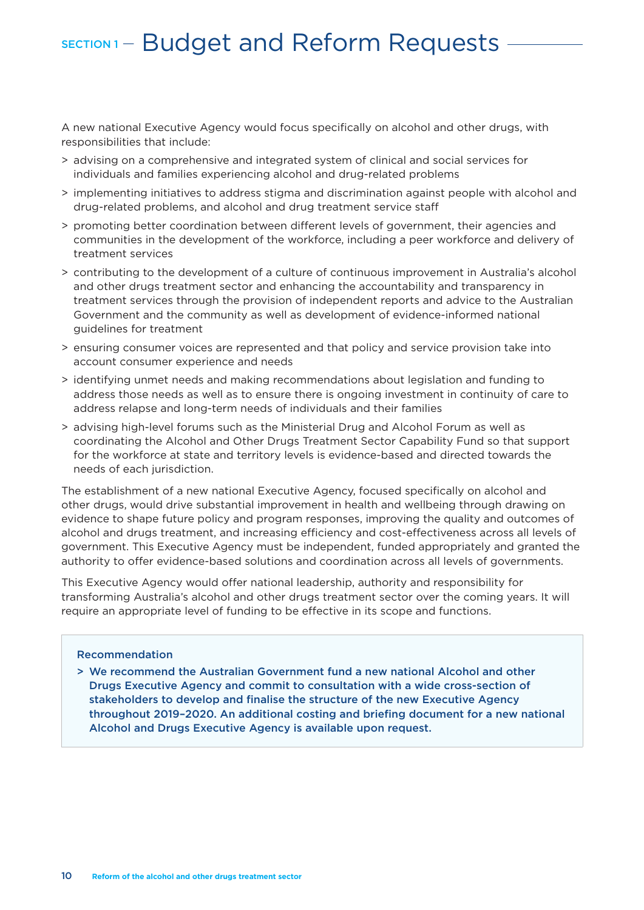A new national Executive Agency would focus specifically on alcohol and other drugs, with responsibilities that include:

- advising on a comprehensive and integrated system of clinical and social services for individuals and families experiencing alcohol and drug-related problems
- implementing initiatives to address stigma and discrimination against people with alcohol and drug-related problems, and alcohol and drug treatment service staff
- promoting better coordination between different levels of government, their agencies and communities in the development of the workforce, including a peer workforce and delivery of treatment services
- contributing to the development of a culture of continuous improvement in Australia's alcohol and other drugs treatment sector and enhancing the accountability and transparency in treatment services through the provision of independent reports and advice to the Australian Government and the community as well as development of evidence-informed national guidelines for treatment
- ensuring consumer voices are represented and that policy and service provision take into account consumer experience and needs
- identifying unmet needs and making recommendations about legislation and funding to address those needs as well as to ensure there is ongoing investment in continuity of care to address relapse and long-term needs of individuals and their families
- advising high-level forums such as the Ministerial Drug and Alcohol Forum as well as coordinating the Alcohol and Other Drugs Treatment Sector Capability Fund so that support for the workforce at state and territory levels is evidence-based and directed towards the needs of each jurisdiction.

The establishment of a new national Executive Agency, focused specifically on alcohol and other drugs, would drive substantial improvement in health and wellbeing through drawing on evidence to shape future policy and program responses, improving the quality and outcomes of alcohol and drugs treatment, and increasing efficiency and cost-effectiveness across all levels of government. This Executive Agency must be independent, funded appropriately and granted the authority to offer evidence-based solutions and coordination across all levels of governments.

This Executive Agency would offer national leadership, authority and responsibility for transforming Australia's alcohol and other drugs treatment sector over the coming years. It will require an appropriate level of funding to be effective in its scope and functions.

**Recommendation**

- **We recommend the Australian Government fund a new national Alcohol and other Drugs Executive Agency and commit to consultation with a wide cross-section of stakeholders to develop and finalise the structure of the new Executive Agency throughout 2019–2020. An additional costing and briefing document for a new national Alcohol and Drugs Executive Agency is available upon request.**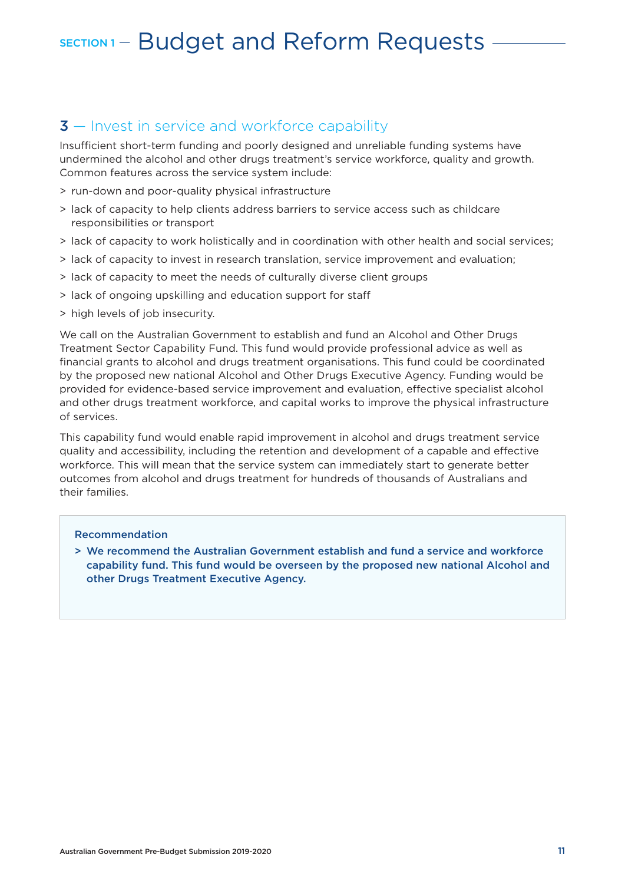# SECTION 1 — Budget and Reform Requests

## 3 — Invest in service and workforce capability

Insufficient short-term funding and poorly designed and unreliable funding systems have undermined the alcohol and other drugs treatment's service workforce, quality and growth. Common features across the service system include:

> run-down and poor-quality physical infrastructure

> lack of capacity to help clients address barriers to service access such as childcare responsibilities or transport

> lack of capacity to work holistically and in coordination with other health and social services;

> lack of capacity to invest in research translation, service improvement and evaluation;

> lack of capacity to meet the needs of culturally diverse client groups

> lack of ongoing upskilling and education support for staff

> high levels of job insecurity.

We call on the Australian Government to establish and fund an Alcohol and Other Drugs Treatment Sector Capability Fund. This fund would provide professional advice as well as financial grants to alcohol and drugs treatment organisations. This fund could be coordinated by the proposed new national Alcohol and Other Drugs Executive Agency. Funding would be provided for evidence-based service improvement and evaluation, effective specialist alcohol and other drugs treatment workforce, and capital works to improve the physical infrastructure of services.

This capability fund would enable rapid improvement in alcohol and drugs treatment service quality and accessibility, including the retention and development of a capable and effective workforce. This will mean that the service system can immediately start to generate better outcomes from alcohol and drugs treatment for hundreds of thousands of Australians and their families.

**Recommendation**

> **We recommend the Australian Government establish and fund a service and workforce capability fund. This fund would be overseen by the proposed new national Alcohol and other Drugs Treatment Executive Agency.**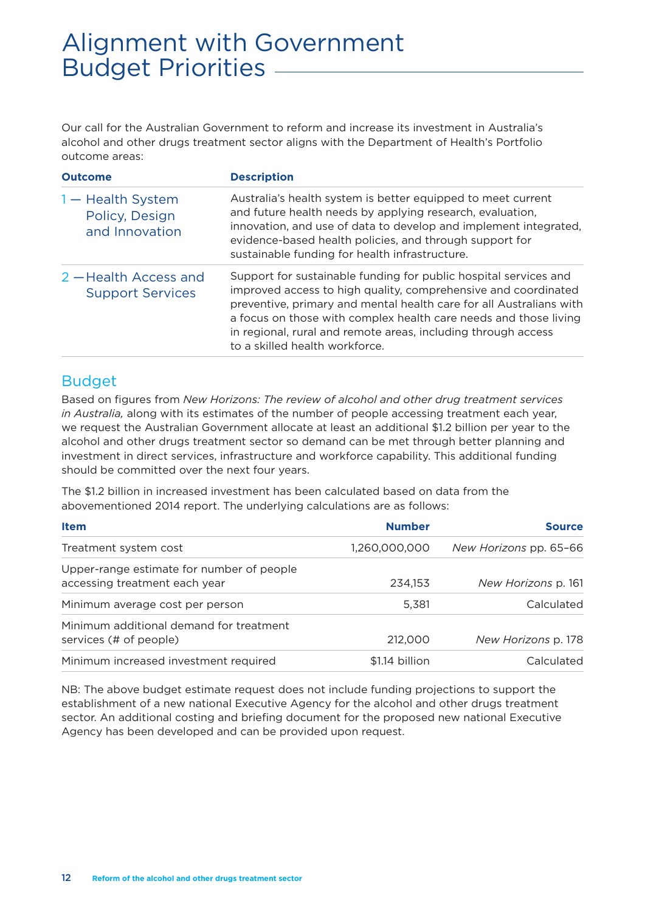# Alignment with Government Budget Priorities

Our call for the Australian Government to reform and increase its investment in Australia's alcohol and other drugs treatment sector aligns with the Department of Health's Portfolio outcome areas:

| Outcome | Description |
|---|---|
| 1 — Health System Policy, Design and Innovation | Australia's health system is better equipped to meet current and future health needs by applying research, evaluation, innovation, and use of data to develop and implement integrated, evidence-based health policies, and through support for sustainable funding for health infrastructure. |
| 2 — Health Access and Support Services | Support for sustainable funding for public hospital services and improved access to high quality, comprehensive and coordinated preventive, primary and mental health care for all Australians with a focus on those with complex health care needs and those living in regional, rural and remote areas, including through access to a skilled health workforce. |

## Budget

Based on figures from *New Horizons: The review of alcohol and other drug treatment services in Australia,* along with its estimates of the number of people accessing treatment each year, we request the Australian Government allocate at least an additional $1.2 billion per year to the alcohol and other drugs treatment sector so demand can be met through better planning and investment in direct services, infrastructure and workforce capability. This additional funding should be committed over the next four years.

The $1.2 billion in increased investment has been calculated based on data from the abovementioned 2014 report. The underlying calculations are as follows:

| Item | Number | Source |
|---|---|---|
| Treatment system cost | 1,260,000,000 | *New Horizons* pp. 65–66 |
| Upper-range estimate for number of people accessing treatment each year | 234,153 | *New Horizons* p. 161 |
| Minimum average cost per person | 5,381 | Calculated |
| Minimum additional demand for treatment services (# of people) | 212,000 | *New Horizons* p. 178 |
| Minimum increased investment required | $1.14 billion | Calculated |

NB: The above budget estimate request does not include funding projections to support the establishment of a new national Executive Agency for the alcohol and other drugs treatment sector. An additional costing and briefing document for the proposed new national Executive Agency has been developed and can be provided upon request.